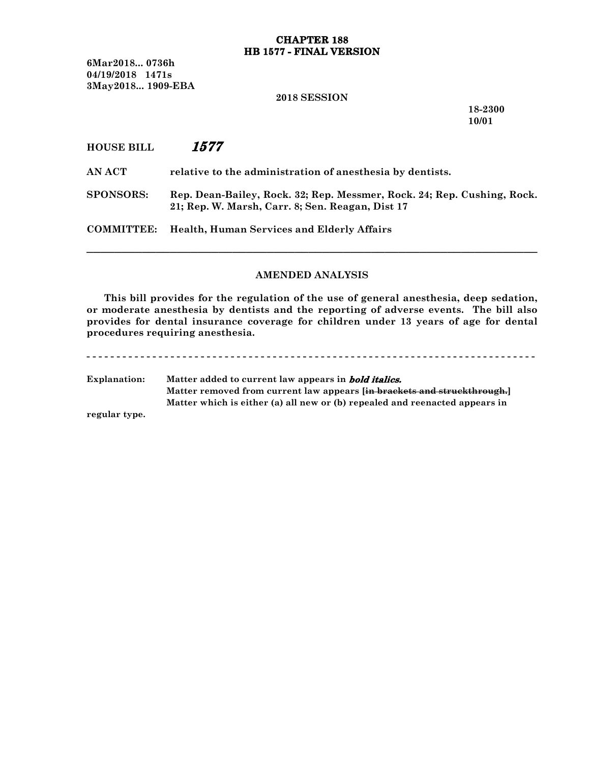**CHAPTER 188**
**HB 1577 - FINAL VERSION**

**6Mar2018... 0736h**
**04/19/2018 1471s**
**3May2018... 1909-EBA**

**2018 SESSION**

**18-2300**
**10/01**

**HOUSE BILL** ***1577***

**AN ACT** relative to the administration of anesthesia by dentists.

**SPONSORS:** Rep. Dean-Bailey, Rock. 32; Rep. Messmer, Rock. 24; Rep. Cushing, Rock. 21; Rep. W. Marsh, Carr. 8; Sen. Reagan, Dist 17

**COMMITTEE:** Health, Human Services and Elderly Affairs

---

**AMENDED ANALYSIS**

This bill provides for the regulation of the use of general anesthesia, deep sedation, or moderate anesthesia by dentists and the reporting of adverse events. The bill also provides for dental insurance coverage for children under 13 years of age for dental procedures requiring anesthesia.

- - - - - - - - - - - - - - - - - - - - - - - - - - - - - - - - - - - - - - - - - - - - - - - - - - - - - - - - - - - - - - - - - - - - - - - - - - - - -

**Explanation:** Matter added to current law appears in ***bold italics.***
Matter removed from current law appears [~~in brackets and struckthrough.~~]
Matter which is either (a) all new or (b) repealed and reenacted appears in regular type.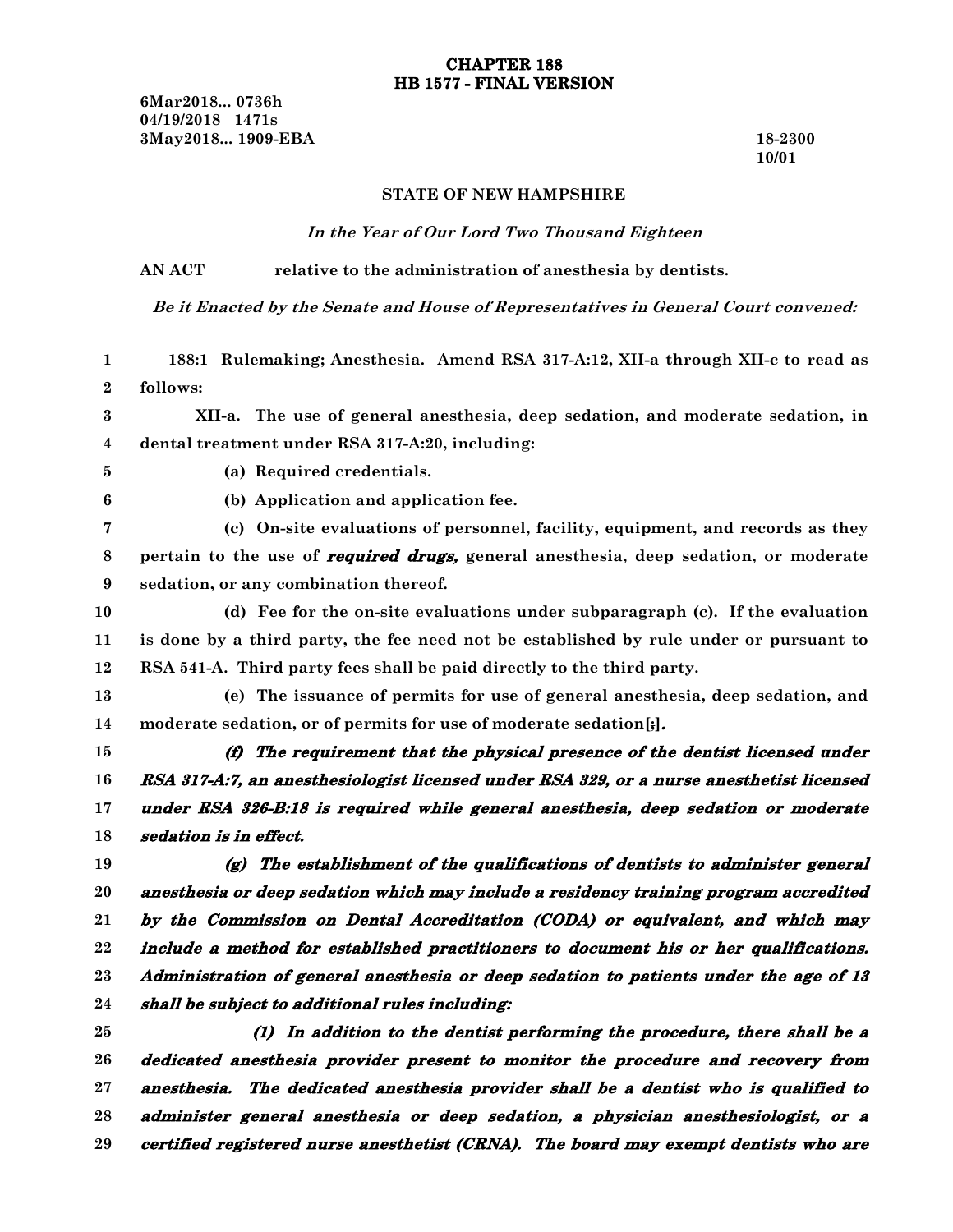**CHAPTER 188**
**HB 1577 - FINAL VERSION**

6Mar2018... 0736h
04/19/2018 1471s
3May2018... 1909-EBA

18-2300
10/01

STATE OF NEW HAMPSHIRE

*In the Year of Our Lord Two Thousand Eighteen*

AN ACT relative to the administration of anesthesia by dentists.

*Be it Enacted by the Senate and House of Representatives in General Court convened:*

188:1 Rulemaking; Anesthesia. Amend RSA 317-A:12, XII-a through XII-c to read as follows:

XII-a. The use of general anesthesia, deep sedation, and moderate sedation, in dental treatment under RSA 317-A:20, including:

(a) Required credentials.

(b) Application and application fee.

(c) On-site evaluations of personnel, facility, equipment, and records as they pertain to the use of ***required drugs,*** general anesthesia, deep sedation, or moderate sedation, or any combination thereof.

(d) Fee for the on-site evaluations under subparagraph (c). If the evaluation is done by a third party, the fee need not be established by rule under or pursuant to RSA 541-A. Third party fees shall be paid directly to the third party.

(e) The issuance of permits for use of general anesthesia, deep sedation, and moderate sedation, or of permits for use of moderate sedation[;]***.***

***(f) The requirement that the physical presence of the dentist licensed under RSA 317-A:7, an anesthesiologist licensed under RSA 329, or a nurse anesthetist licensed under RSA 326-B:18 is required while general anesthesia, deep sedation or moderate sedation is in effect.***

***(g) The establishment of the qualifications of dentists to administer general anesthesia or deep sedation which may include a residency training program accredited by the Commission on Dental Accreditation (CODA) or equivalent, and which may include a method for established practitioners to document his or her qualifications. Administration of general anesthesia or deep sedation to patients under the age of 13 shall be subject to additional rules including:***

***(1) In addition to the dentist performing the procedure, there shall be a dedicated anesthesia provider present to monitor the procedure and recovery from anesthesia. The dedicated anesthesia provider shall be a dentist who is qualified to administer general anesthesia or deep sedation, a physician anesthesiologist, or a certified registered nurse anesthetist (CRNA). The board may exempt dentists who are***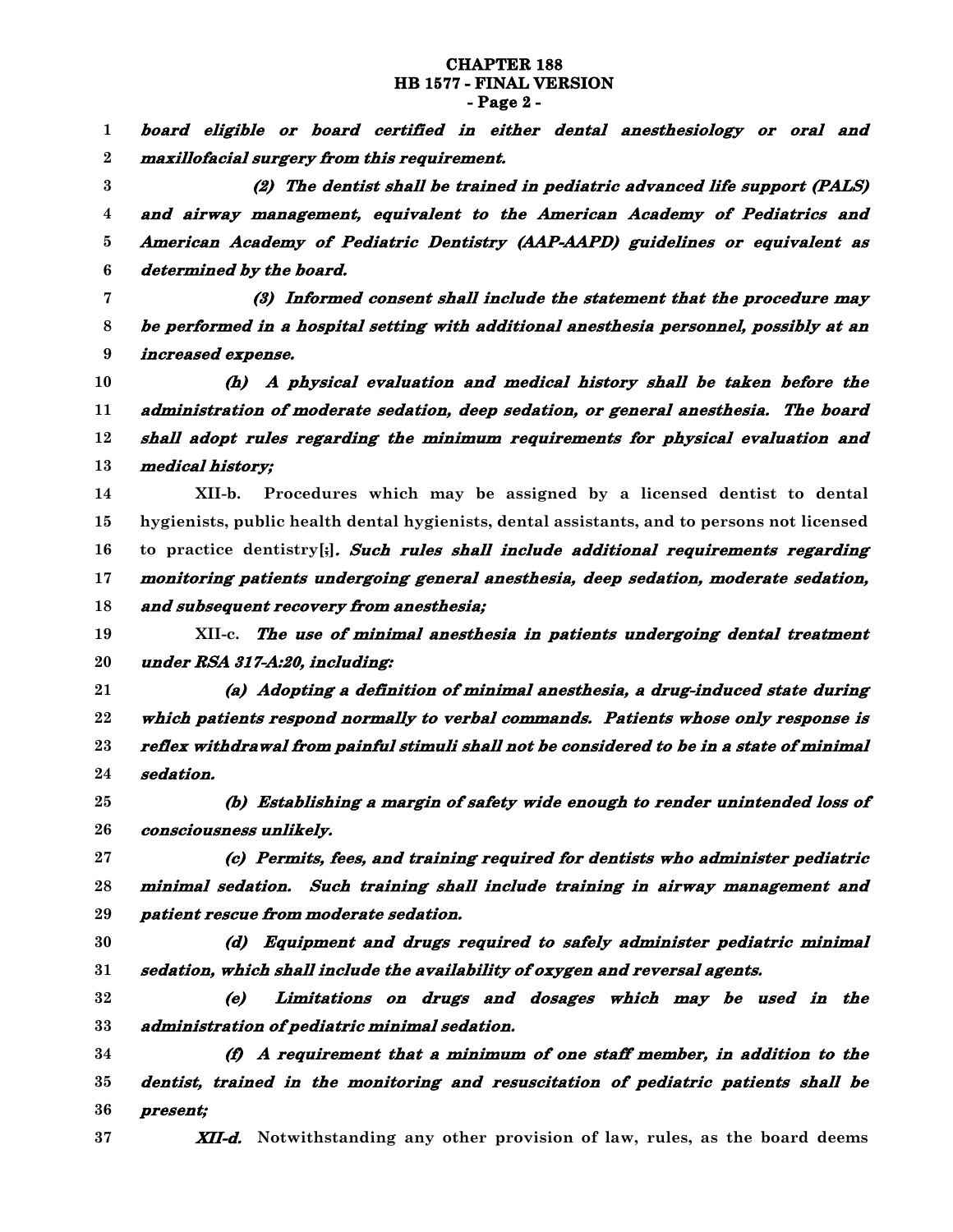**CHAPTER 188**
**HB 1577 - FINAL VERSION**

*board eligible or board certified in either dental anesthesiology or oral and maxillofacial surgery from this requirement.*

*(2) The dentist shall be trained in pediatric advanced life support (PALS) and airway management, equivalent to the American Academy of Pediatrics and American Academy of Pediatric Dentistry (AAP-AAPD) guidelines or equivalent as determined by the board.*

*(3) Informed consent shall include the statement that the procedure may be performed in a hospital setting with additional anesthesia personnel, possibly at an increased expense.*

*(h) A physical evaluation and medical history shall be taken before the administration of moderate sedation, deep sedation, or general anesthesia. The board shall adopt rules regarding the minimum requirements for physical evaluation and medical history;*

XII-b. Procedures which may be assigned by a licensed dentist to dental hygienists, public health dental hygienists, dental assistants, and to persons not licensed to practice dentistry[;]*. Such rules shall include additional requirements regarding monitoring patients undergoing general anesthesia, deep sedation, moderate sedation, and subsequent recovery from anesthesia;*

XII-c. *The use of minimal anesthesia in patients undergoing dental treatment under RSA 317-A:20, including:*

*(a) Adopting a definition of minimal anesthesia, a drug-induced state during which patients respond normally to verbal commands. Patients whose only response is reflex withdrawal from painful stimuli shall not be considered to be in a state of minimal sedation.*

*(b) Establishing a margin of safety wide enough to render unintended loss of consciousness unlikely.*

*(c) Permits, fees, and training required for dentists who administer pediatric minimal sedation. Such training shall include training in airway management and patient rescue from moderate sedation.*

*(d) Equipment and drugs required to safely administer pediatric minimal sedation, which shall include the availability of oxygen and reversal agents.*

*(e) Limitations on drugs and dosages which may be used in the administration of pediatric minimal sedation.*

*(f) A requirement that a minimum of one staff member, in addition to the dentist, trained in the monitoring and resuscitation of pediatric patients shall be present;*

*XII-d.* Notwithstanding any other provision of law, rules, as the board deems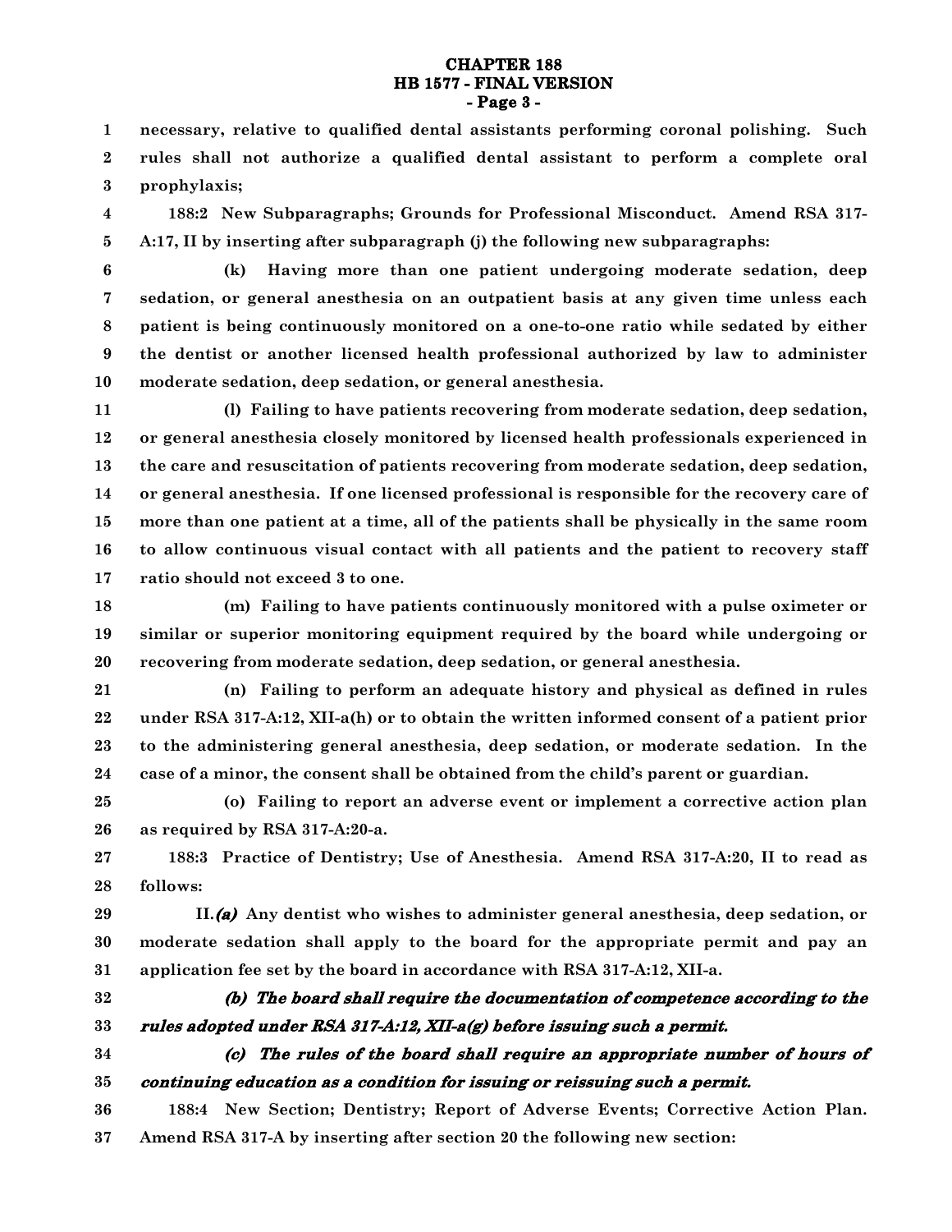necessary, relative to qualified dental assistants performing coronal polishing. Such rules shall not authorize a qualified dental assistant to perform a complete oral prophylaxis;

188:2 New Subparagraphs; Grounds for Professional Misconduct. Amend RSA 317-A:17, II by inserting after subparagraph (j) the following new subparagraphs:

(k) Having more than one patient undergoing moderate sedation, deep sedation, or general anesthesia on an outpatient basis at any given time unless each patient is being continuously monitored on a one-to-one ratio while sedated by either the dentist or another licensed health professional authorized by law to administer moderate sedation, deep sedation, or general anesthesia.

(l) Failing to have patients recovering from moderate sedation, deep sedation, or general anesthesia closely monitored by licensed health professionals experienced in the care and resuscitation of patients recovering from moderate sedation, deep sedation, or general anesthesia. If one licensed professional is responsible for the recovery care of more than one patient at a time, all of the patients shall be physically in the same room to allow continuous visual contact with all patients and the patient to recovery staff ratio should not exceed 3 to one.

(m) Failing to have patients continuously monitored with a pulse oximeter or similar or superior monitoring equipment required by the board while undergoing or recovering from moderate sedation, deep sedation, or general anesthesia.

(n) Failing to perform an adequate history and physical as defined in rules under RSA 317-A:12, XII-a(h) or to obtain the written informed consent of a patient prior to the administering general anesthesia, deep sedation, or moderate sedation. In the case of a minor, the consent shall be obtained from the child's parent or guardian.

(o) Failing to report an adverse event or implement a corrective action plan as required by RSA 317-A:20-a.

188:3 Practice of Dentistry; Use of Anesthesia. Amend RSA 317-A:20, II to read as follows:

II.*(a)* Any dentist who wishes to administer general anesthesia, deep sedation, or moderate sedation shall apply to the board for the appropriate permit and pay an application fee set by the board in accordance with RSA 317-A:12, XII-a.

*(b) The board shall require the documentation of competence according to the rules adopted under RSA 317-A:12, XII-a(g) before issuing such a permit.*

*(c) The rules of the board shall require an appropriate number of hours of continuing education as a condition for issuing or reissuing such a permit.*

188:4 New Section; Dentistry; Report of Adverse Events; Corrective Action Plan. Amend RSA 317-A by inserting after section 20 the following new section: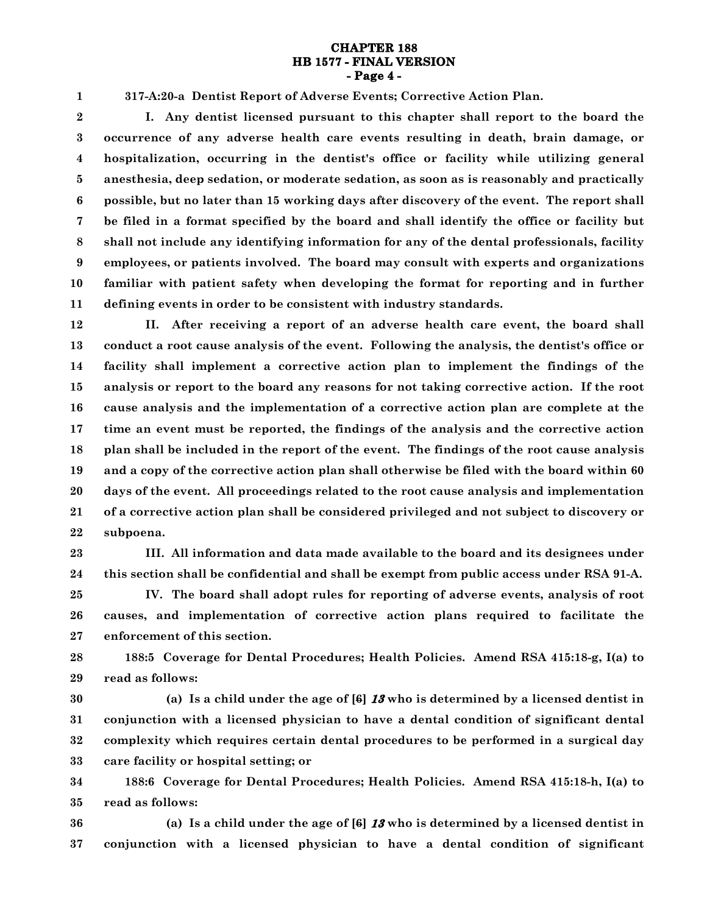**317-A:20-a Dentist Report of Adverse Events; Corrective Action Plan.**

**I. Any dentist licensed pursuant to this chapter shall report to the board the occurrence of any adverse health care events resulting in death, brain damage, or hospitalization, occurring in the dentist's office or facility while utilizing general anesthesia, deep sedation, or moderate sedation, as soon as is reasonably and practically possible, but no later than 15 working days after discovery of the event. The report shall be filed in a format specified by the board and shall identify the office or facility but shall not include any identifying information for any of the dental professionals, facility employees, or patients involved. The board may consult with experts and organizations familiar with patient safety when developing the format for reporting and in further defining events in order to be consistent with industry standards.**

**II. After receiving a report of an adverse health care event, the board shall conduct a root cause analysis of the event. Following the analysis, the dentist's office or facility shall implement a corrective action plan to implement the findings of the analysis or report to the board any reasons for not taking corrective action. If the root cause analysis and the implementation of a corrective action plan are complete at the time an event must be reported, the findings of the analysis and the corrective action plan shall be included in the report of the event. The findings of the root cause analysis and a copy of the corrective action plan shall otherwise be filed with the board within 60 days of the event. All proceedings related to the root cause analysis and implementation of a corrective action plan shall be considered privileged and not subject to discovery or subpoena.**

**III. All information and data made available to the board and its designees under this section shall be confidential and shall be exempt from public access under RSA 91-A.**

**IV. The board shall adopt rules for reporting of adverse events, analysis of root causes, and implementation of corrective action plans required to facilitate the enforcement of this section.**

**188:5 Coverage for Dental Procedures; Health Policies. Amend RSA 415:18-g, I(a) to read as follows:**

**(a) Is a child under the age of [6] *13* who is determined by a licensed dentist in conjunction with a licensed physician to have a dental condition of significant dental complexity which requires certain dental procedures to be performed in a surgical day care facility or hospital setting; or**

**188:6 Coverage for Dental Procedures; Health Policies. Amend RSA 415:18-h, I(a) to read as follows:**

**(a) Is a child under the age of [6] *13* who is determined by a licensed dentist in conjunction with a licensed physician to have a dental condition of significant**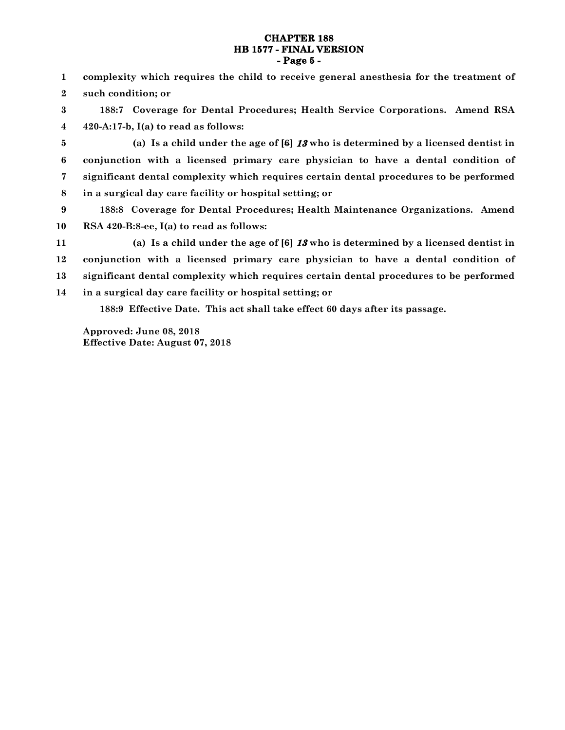**complexity which requires the child to receive general anesthesia for the treatment of such condition; or**

**188:7 Coverage for Dental Procedures; Health Service Corporations. Amend RSA 420-A:17-b, I(a) to read as follows:**

**(a) Is a child under the age of [6] *13* who is determined by a licensed dentist in conjunction with a licensed primary care physician to have a dental condition of significant dental complexity which requires certain dental procedures to be performed in a surgical day care facility or hospital setting; or**

**188:8 Coverage for Dental Procedures; Health Maintenance Organizations. Amend RSA 420-B:8-ee, I(a) to read as follows:**

**(a) Is a child under the age of [6] *13* who is determined by a licensed dentist in conjunction with a licensed primary care physician to have a dental condition of significant dental complexity which requires certain dental procedures to be performed in a surgical day care facility or hospital setting; or**

**188:9 Effective Date. This act shall take effect 60 days after its passage.**

**Approved: June 08, 2018**
**Effective Date: August 07, 2018**